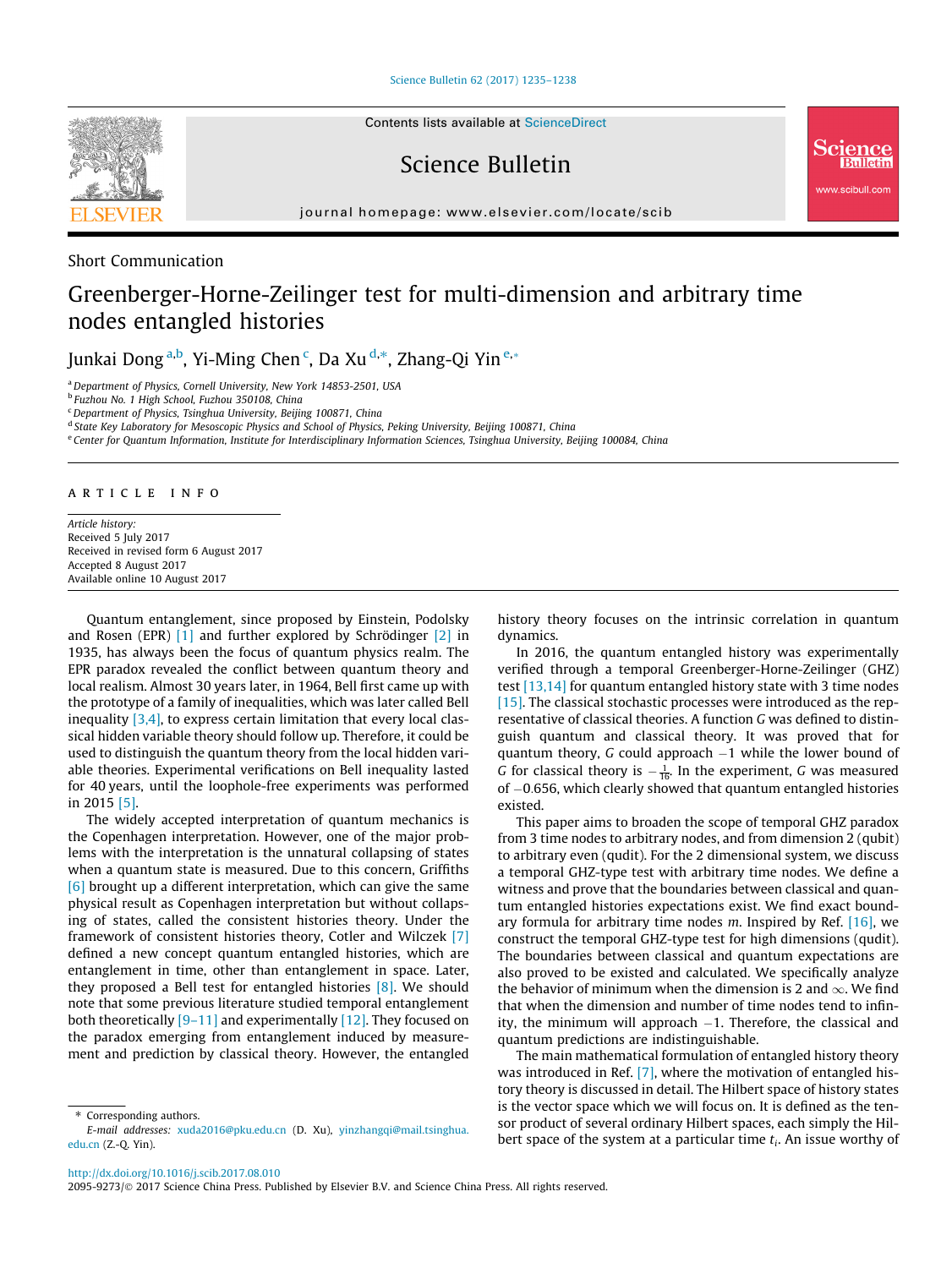Short Communication

# Greenberger-Horne-Zeilinger test for multi-dimension and arbitrary time nodes entangled histories

Junkai Dong [a,b], Yi-Ming Chen [c], Da Xu [d,*], Zhang-Qi Yin [e,*]

[a] Department of Physics, Cornell University, New York 14853-2501, USA
[b] Fuzhou No. 1 High School, Fuzhou 350108, China
[c] Department of Physics, Tsinghua University, Beijing 100871, China
[d] State Key Laboratory for Mesoscopic Physics and School of Physics, Peking University, Beijing 100871, China
[e] Center for Quantum Information, Institute for Interdisciplinary Information Sciences, Tsinghua University, Beijing 100084, China

ARTICLE INFO

*Article history:*
Received 5 July 2017
Received in revised form 6 August 2017
Accepted 8 August 2017
Available online 10 August 2017

Quantum entanglement, since proposed by Einstein, Podolsky and Rosen (EPR) [1] and further explored by Schrödinger [2] in 1935, has always been the focus of quantum physics realm. The EPR paradox revealed the conflict between quantum theory and local realism. Almost 30 years later, in 1964, Bell first came up with the prototype of a family of inequalities, which was later called Bell inequality [3,4], to express certain limitation that every local classical hidden variable theory should follow up. Therefore, it could be used to distinguish the quantum theory from the local hidden variable theories. Experimental verifications on Bell inequality lasted for 40 years, until the loophole-free experiments was performed in 2015 [5].

The widely accepted interpretation of quantum mechanics is the Copenhagen interpretation. However, one of the major problems with the interpretation is the unnatural collapsing of states when a quantum state is measured. Due to this concern, Griffiths [6] brought up a different interpretation, which can give the same physical result as Copenhagen interpretation but without collapsing of states, called the consistent histories theory. Under the framework of consistent histories theory, Cotler and Wilczek [7] defined a new concept quantum entangled histories, which are entanglement in time, other than entanglement in space. Later, they proposed a Bell test for entangled histories [8]. We should note that some previous literature studied temporal entanglement both theoretically [9–11] and experimentally [12]. They focused on the paradox emerging from entanglement induced by measurement and prediction by classical theory. However, the entangled history theory focuses on the intrinsic correlation in quantum dynamics.

In 2016, the quantum entangled history was experimentally verified through a temporal Greenberger-Horne-Zeilinger (GHZ) test [13,14] for quantum entangled history state with 3 time nodes [15]. The classical stochastic processes were introduced as the representative of classical theories. A function $G$ was defined to distinguish quantum and classical theory. It was proved that for quantum theory, $G$ could approach $-1$ while the lower bound of $G$ for classical theory is $-\frac{1}{16}$. In the experiment, $G$ was measured of $-0.656$, which clearly showed that quantum entangled histories existed.

This paper aims to broaden the scope of temporal GHZ paradox from 3 time nodes to arbitrary nodes, and from dimension 2 (qubit) to arbitrary even (qudit). For the 2 dimensional system, we discuss a temporal GHZ-type test with arbitrary time nodes. We define a witness and prove that the boundaries between classical and quantum entangled histories expectations exist. We find exact boundary formula for arbitrary time nodes $m$. Inspired by Ref. [16], we construct the temporal GHZ-type test for high dimensions (qudit). The boundaries between classical and quantum expectations are also proved to be existed and calculated. We specifically analyze the behavior of minimum when the dimension is 2 and $\infty$. We find that when the dimension and number of time nodes tend to infinity, the minimum will approach $-1$. Therefore, the classical and quantum predictions are indistinguishable.

The main mathematical formulation of entangled history theory was introduced in Ref. [7], where the motivation of entangled history theory is discussed in detail. The Hilbert space of history states is the vector space which we will focus on. It is defined as the tensor product of several ordinary Hilbert spaces, each simply the Hilbert space of the system at a particular time $t_i$. An issue worthy of

* Corresponding authors.
E-mail addresses: xuda2016@pku.edu.cn (D. Xu), yinzhangqi@mail.tsinghua.edu.cn (Z.-Q. Yin).

http://dx.doi.org/10.1016/j.scib.2017.08.010
2095-9273/© 2017 Science China Press. Published by Elsevier B.V. and Science China Press. All rights reserved.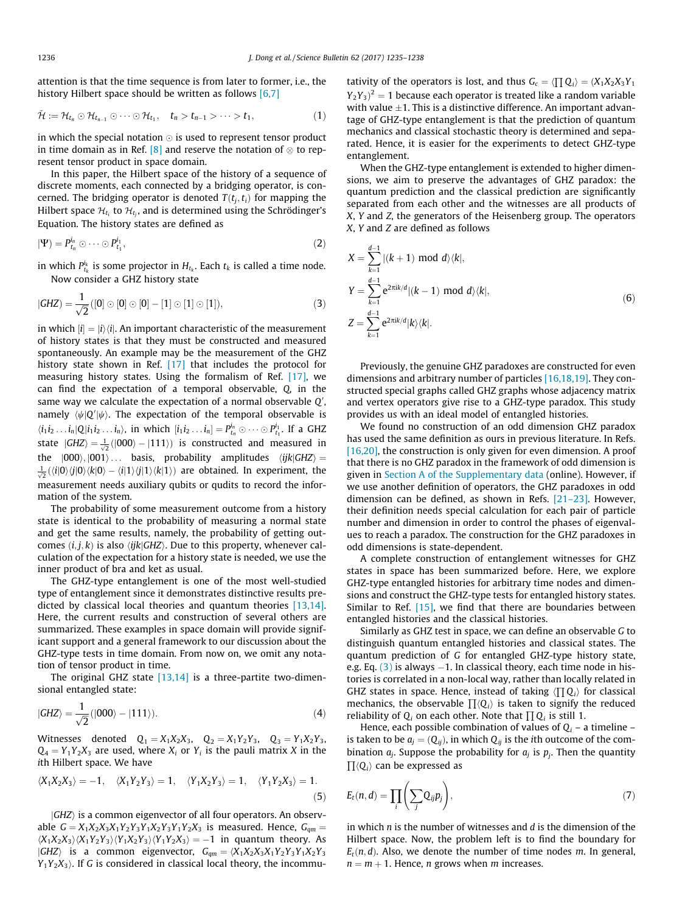attention is that the time sequence is from later to former, i.e., the history Hilbert space should be written as follows [6,7]

$$\breve{\mathcal{H}} := \mathcal{H}_{t_n} \odot \mathcal{H}_{t_{n-1}} \odot \cdots \odot \mathcal{H}_{t_1}, \quad t_n > t_{n-1} > \cdots > t_1, \tag{1}$$

in which the special notation $\odot$ is used to represent tensor product in time domain as in Ref. [8] and reserve the notation of $\otimes$ to represent tensor product in space domain.

In this paper, the Hilbert space of the history of a sequence of discrete moments, each connected by a bridging operator, is concerned. The bridging operator is denoted $T(t_j, t_i)$ for mapping the Hilbert space $\mathcal{H}_{t_i}$ to $\mathcal{H}_{t_j}$, and is determined using the Schrödinger's Equation. The history states are defined as

$$|\Psi) = P_{t_n}^{i_n} \odot \cdots \odot P_{t_1}^{i_1}, \tag{2}$$

in which $P_{t_k}^{i_k}$ is some projector in $H_{t_k}$. Each $t_k$ is called a time node.

Now consider a GHZ history state

$$|GHZ) = \frac{1}{\sqrt{2}}([0] \odot [0] \odot [0] - [1] \odot [1] \odot [1]), \tag{3}$$

in which $[i] = |i\rangle\langle i|$. An important characteristic of the measurement of history states is that they must be constructed and measured spontaneously. An example may be the measurement of the GHZ history state shown in Ref. [17] that includes the protocol for measuring history states. Using the formalism of Ref. [17], we can find the expectation of a temporal observable, $Q$, in the same way we calculate the expectation of a normal observable $Q'$, namely $\langle\psi|Q'|\psi\rangle$. The expectation of the temporal observable is $\langle i_1 i_2 \ldots i_n|Q|i_1 i_2 \ldots i_n\rangle$, in which $[i_1 i_2 \ldots i_n] = P_{t_n}^{i_n} \odot \cdots \odot P_{t_1}^{i_1}$. If a GHZ state $|GHZ\rangle = \frac{1}{\sqrt{2}}(|000\rangle - |111\rangle)$ is constructed and measured in the $|000\rangle, |001\rangle \ldots$ basis, probability amplitudes $\langle ijk|GHZ\rangle = \frac{1}{\sqrt{2}}(\langle i|0\rangle\langle j|0\rangle\langle k|0\rangle - \langle i|1\rangle\langle j|1\rangle\langle k|1\rangle)$ are obtained. In experiment, the measurement needs auxiliary qubits or qudits to record the information of the system.

The probability of some measurement outcome from a history state is identical to the probability of measuring a normal state and get the same results, namely, the probability of getting outcomes $(i, j, k)$ is also $\langle ijk|GHZ\rangle$. Due to this property, whenever calculation of the expectation for a history state is needed, we use the inner product of bra and ket as usual.

The GHZ-type entanglement is one of the most well-studied type of entanglement since it demonstrates distinctive results predicted by classical local theories and quantum theories [13,14]. Here, the current results and construction of several others are summarized. These examples in space domain will provide significant support and a general framework to our discussion about the GHZ-type tests in time domain. From now on, we omit any notation of tensor product in time.

The original GHZ state [13,14] is a three-partite two-dimensional entangled state:

$$|GHZ\rangle = \frac{1}{\sqrt{2}}(|000\rangle - |111\rangle). \tag{4}$$

Witnesses denoted $Q_1 = X_1X_2X_3$, $Q_2 = X_1Y_2Y_3$, $Q_3 = Y_1X_2Y_3$, $Q_4 = Y_1Y_2X_3$ are used, where $X_i$ or $Y_i$ is the pauli matrix $X$ in the $i$th Hilbert space. We have

$$\langle X_1X_2X_3\rangle = -1, \quad \langle X_1Y_2Y_3\rangle = 1, \quad \langle Y_1X_2Y_3\rangle = 1, \quad \langle Y_1Y_2X_3\rangle = 1. \tag{5}$$

$|GHZ\rangle$ is a common eigenvector of all four operators. An observable $G = X_1X_2X_3X_1Y_2Y_3Y_1X_2Y_3Y_1Y_2X_3$ is measured. Hence, $G_{qm} = \langle X_1X_2X_3\rangle\langle X_1Y_2Y_3\rangle\langle Y_1X_2Y_3\rangle\langle Y_1Y_2X_3\rangle = -1$ in quantum theory. As $|GHZ\rangle$ is a common eigenvector, $G_{qm} = \langle X_1X_2X_3X_1Y_2Y_3Y_1X_2Y_3Y_1Y_2X_3\rangle$. If $G$ is considered in classical local theory, the incommutativity of the operators is lost, and thus $G_c = \langle\prod Q_i\rangle = \langle X_1X_2X_3Y_1Y_2Y_3\rangle^2 = 1$ because each operator is treated like a random variable with value $\pm 1$. This is a distinctive difference. An important advantage of GHZ-type entanglement is that the prediction of quantum mechanics and classical stochastic theory is determined and separated. Hence, it is easier for the experiments to detect GHZ-type entanglement.

When the GHZ-type entanglement is extended to higher dimensions, we aim to preserve the advantages of GHZ paradox: the quantum prediction and the classical prediction are significantly separated from each other and the witnesses are all products of $X$, $Y$ and $Z$, the generators of the Heisenberg group. The operators $X$, $Y$ and $Z$ are defined as follows

$$\begin{aligned}
X &= \sum_{k=1}^{d-1} |(k+1) \bmod d\rangle\langle k|, \\
Y &= \sum_{k=1}^{d-1} e^{2\pi i k/d} |(k-1) \bmod d\rangle\langle k|, \\
Z &= \sum_{k=1}^{d-1} e^{2\pi i k/d} |k\rangle\langle k|.
\end{aligned} \tag{6}$$

Previously, the genuine GHZ paradoxes are constructed for even dimensions and arbitrary number of particles [16,18,19]. They constructed special graphs called GHZ graphs whose adjacency matrix and vertex operators give rise to a GHZ-type paradox. This study provides us with an ideal model of entangled histories.

We found no construction of an odd dimension GHZ paradox has used the same definition as ours in previous literature. In Refs. [16,20], the construction is only given for even dimension. A proof that there is no GHZ paradox in the framework of odd dimension is given in Section A of the Supplementary data (online). However, if we use another definition of operators, the GHZ paradoxes in odd dimension can be defined, as shown in Refs. [21–23]. However, their definition needs special calculation for each pair of particle number and dimension in order to control the phases of eigenvalues to reach a paradox. The construction for the GHZ paradoxes in odd dimensions is state-dependent.

A complete construction of entanglement witnesses for GHZ states in space has been summarized before. Here, we explore GHZ-type entangled histories for arbitrary time nodes and dimensions and construct the GHZ-type tests for entangled history states. Similar to Ref. [15], we find that there are boundaries between entangled histories and the classical histories.

Similarly as GHZ test in space, we can define an observable $G$ to distinguish quantum entangled histories and classical states. The quantum prediction of $G$ for entangled GHZ-type history state, e.g. Eq. (3) is always $-1$. In classical theory, each time node in histories is correlated in a non-local way, rather than locally related in GHZ states in space. Hence, instead of taking $\langle\prod Q_i\rangle$ for classical mechanics, the observable $\prod\langle Q_i\rangle$ is taken to signify the reduced reliability of $Q_i$ on each other. Note that $\prod Q_i$ is still 1.

Hence, each possible combination of values of $Q_i$ – a timeline – is taken to be $a_j = (Q_{ij})$, in which $Q_{ij}$ is the $i$th outcome of the combination $a_j$. Suppose the probability for $a_j$ is $p_j$. Then the quantity $\prod\langle Q_i\rangle$ can be expressed as

$$E_t(n, d) = \prod_i \left(\sum_j Q_{ij} p_j\right), \tag{7}$$

in which $n$ is the number of witnesses and $d$ is the dimension of the Hilbert space. Now, the problem left is to find the boundary for $E_t(n, d)$. Also, we denote the number of time nodes $m$. In general, $n = m + 1$. Hence, $n$ grows when $m$ increases.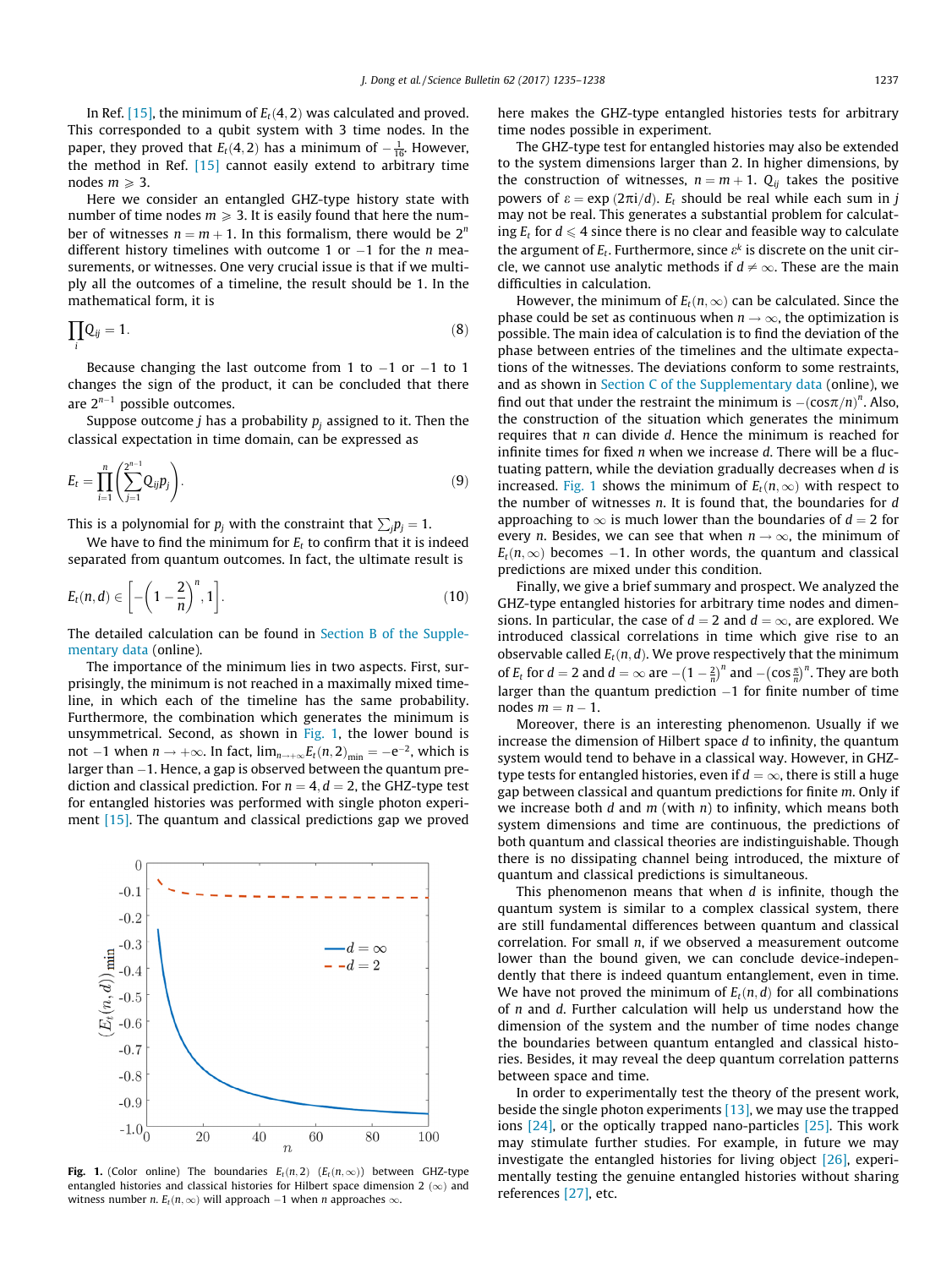In Ref. [15], the minimum of $E_t(4, 2)$ was calculated and proved. This corresponded to a qubit system with 3 time nodes. In the paper, they proved that $E_t(4, 2)$ has a minimum of $-\frac{1}{16}$. However, the method in Ref. [15] cannot easily extend to arbitrary time nodes $m \geqslant 3$.

Here we consider an entangled GHZ-type history state with number of time nodes $m \geqslant 3$. It is easily found that here the number of witnesses $n = m + 1$. In this formalism, there would be $2^n$ different history timelines with outcome 1 or $-1$ for the $n$ measurements, or witnesses. One very crucial issue is that if we multiply all the outcomes of a timeline, the result should be 1. In the mathematical form, it is

$$\prod_i Q_{ij} = 1. \tag{8}$$

Because changing the last outcome from 1 to $-1$ or $-1$ to 1 changes the sign of the product, it can be concluded that there are $2^{n-1}$ possible outcomes.

Suppose outcome $j$ has a probability $p_j$ assigned to it. Then the classical expectation in time domain, can be expressed as

$$E_t = \prod_{i=1}^{n} \left( \sum_{j=1}^{2^{n-1}} Q_{ij} p_j \right). \tag{9}$$

This is a polynomial for $p_j$ with the constraint that $\sum_j p_j = 1$.

We have to find the minimum for $E_t$ to confirm that it is indeed separated from quantum outcomes. In fact, the ultimate result is

$$E_t(n, d) \in \left[ -\left(1 - \frac{2}{n}\right)^n, 1 \right]. \tag{10}$$

The detailed calculation can be found in Section B of the Supplementary data (online).

The importance of the minimum lies in two aspects. First, surprisingly, the minimum is not reached in a maximally mixed timeline, in which each of the timeline has the same probability. Furthermore, the combination which generates the minimum is unsymmetrical. Second, as shown in Fig. 1, the lower bound is not $-1$ when $n \to +\infty$. In fact, $\lim_{n \to +\infty} E_t(n, 2)_{\min} = -e^{-2}$, which is larger than $-1$. Hence, a gap is observed between the quantum prediction and classical prediction. For $n = 4, d = 2$, the GHZ-type test for entangled histories was performed with single photon experiment [15]. The quantum and classical predictions gap we proved here makes the GHZ-type entangled histories tests for arbitrary time nodes possible in experiment.

Fig. 1. (Color online) The boundaries $E_t(n, 2)$ $(E_t(n, \infty))$ between GHZ-type entangled histories and classical histories for Hilbert space dimension 2 ($\infty$) and witness number $n$. $E_t(n, \infty)$ will approach $-1$ when $n$ approaches $\infty$.

The GHZ-type test for entangled histories may also be extended to the system dimensions larger than 2. In higher dimensions, by the construction of witnesses, $n = m + 1$. $Q_{ij}$ takes the positive powers of $\varepsilon = \exp(2\pi i/d)$. $E_t$ should be real while each sum in $j$ may not be real. This generates a substantial problem for calculating $E_t$ for $d \leqslant 4$ since there is no clear and feasible way to calculate the argument of $E_t$. Furthermore, since $\varepsilon^k$ is discrete on the unit circle, we cannot use analytic methods if $d \neq \infty$. These are the main difficulties in calculation.

However, the minimum of $E_t(n, \infty)$ can be calculated. Since the phase could be set as continuous when $n \to \infty$, the optimization is possible. The main idea of calculation is to find the deviation of the phase between entries of the timelines and the ultimate expectations of the witnesses. The deviations conform to some restraints, and as shown in Section C of the Supplementary data (online), we find out that under the restraint the minimum is $-(\cos\pi/n)^n$. Also, the construction of the situation which generates the minimum requires that $n$ can divide $d$. Hence the minimum is reached for infinite times for fixed $n$ when we increase $d$. There will be a fluctuating pattern, while the deviation gradually decreases when $d$ is increased. Fig. 1 shows the minimum of $E_t(n, \infty)$ with respect to the number of witnesses $n$. It is found that, the boundaries for $d$ approaching to $\infty$ is much lower than the boundaries of $d = 2$ for every $n$. Besides, we can see that when $n \to \infty$, the minimum of $E_t(n, \infty)$ becomes $-1$. In other words, the quantum and classical predictions are mixed under this condition.

Finally, we give a brief summary and prospect. We analyzed the GHZ-type entangled histories for arbitrary time nodes and dimensions. In particular, the case of $d = 2$ and $d = \infty$, are explored. We introduced classical correlations in time which give rise to an observable called $E_t(n, d)$. We prove respectively that the minimum of $E_t$ for $d = 2$ and $d = \infty$ are $-(1 - \frac{2}{n})^n$ and $-(\cos\frac{\pi}{n})^n$. They are both larger than the quantum prediction $-1$ for finite number of time nodes $m = n - 1$.

Moreover, there is an interesting phenomenon. Usually if we increase the dimension of Hilbert space $d$ to infinity, the quantum system would tend to behave in a classical way. However, in GHZ-type tests for entangled histories, even if $d = \infty$, there is still a huge gap between classical and quantum predictions for finite $m$. Only if we increase both $d$ and $m$ (with $n$) to infinity, which means both system dimensions and time are continuous, the predictions of both quantum and classical theories are indistinguishable. Though there is no dissipating channel being introduced, the mixture of quantum and classical predictions is simultaneous.

This phenomenon means that when $d$ is infinite, though the quantum system is similar to a complex classical system, there are still fundamental differences between quantum and classical correlation. For small $n$, if we observed a measurement outcome lower than the bound given, we can conclude device-independently that there is indeed quantum entanglement, even in time. We have not proved the minimum of $E_t(n, d)$ for all combinations of $n$ and $d$. Further calculation will help us understand how the dimension of the system and the number of time nodes change the boundaries between quantum entangled and classical histories. Besides, it may reveal the deep quantum correlation patterns between space and time.

In order to experimentally test the theory of the present work, beside the single photon experiments [13], we may use the trapped ions [24], or the optically trapped nano-particles [25]. This work may stimulate further studies. For example, in future we may investigate the entangled histories for living object [26], experimentally testing the genuine entangled histories without sharing references [27], etc.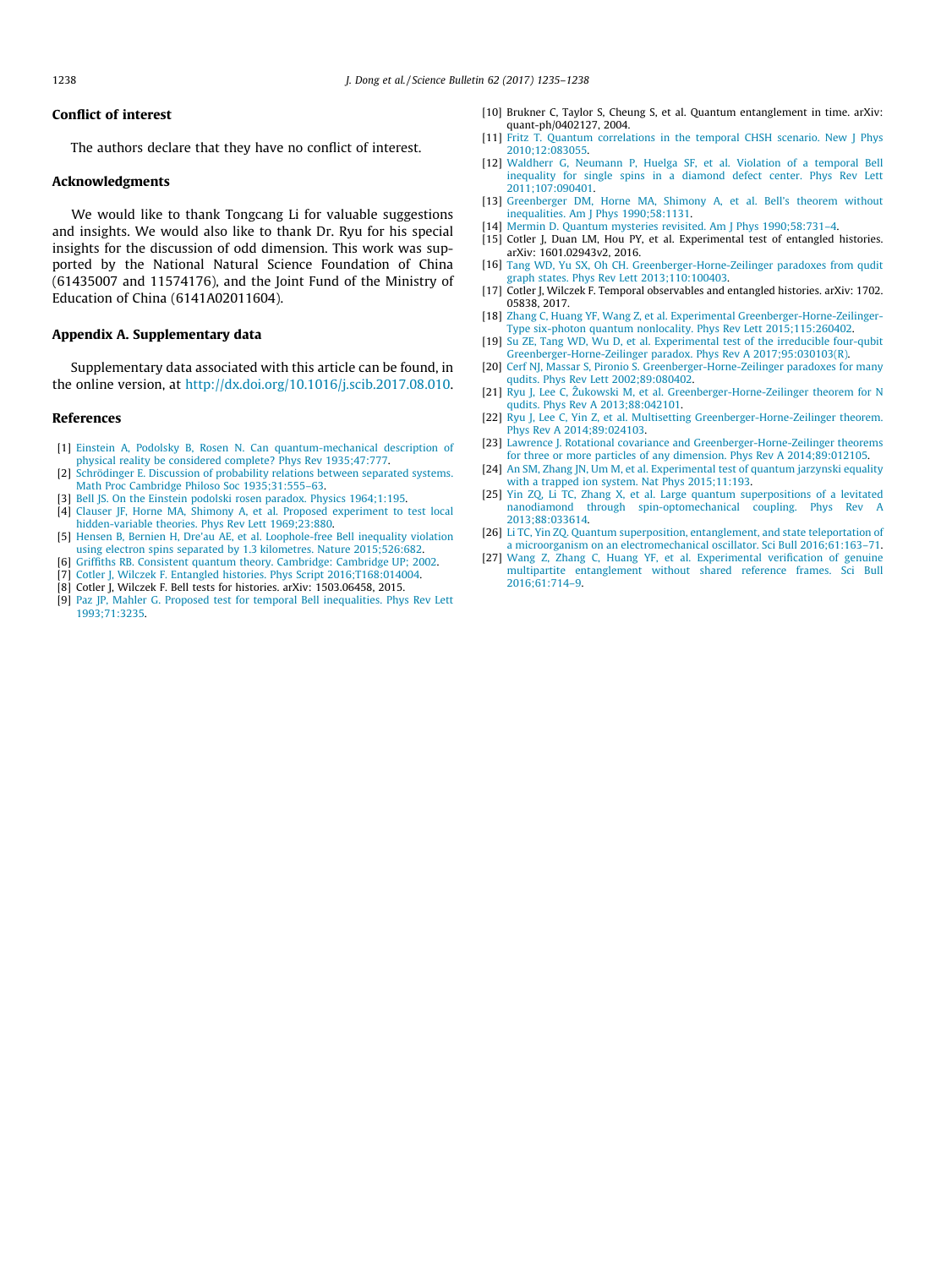## Conflict of interest

The authors declare that they have no conflict of interest.

## Acknowledgments

We would like to thank Tongcang Li for valuable suggestions and insights. We would also like to thank Dr. Ryu for his special insights for the discussion of odd dimension. This work was supported by the National Natural Science Foundation of China (61435007 and 11574176), and the Joint Fund of the Ministry of Education of China (6141A02011604).

## Appendix A. Supplementary data

Supplementary data associated with this article can be found, in the online version, at http://dx.doi.org/10.1016/j.scib.2017.08.010.

## References

[1] Einstein A, Podolsky B, Rosen N. Can quantum-mechanical description of physical reality be considered complete? Phys Rev 1935;47:777.
[2] Schrödinger E. Discussion of probability relations between separated systems. Math Proc Cambridge Philoso Soc 1935;31:555–63.
[3] Bell JS. On the Einstein podolski rosen paradox. Physics 1964;1:195.
[4] Clauser JF, Horne MA, Shimony A, et al. Proposed experiment to test local hidden-variable theories. Phys Rev Lett 1969;23:880.
[5] Hensen B, Bernien H, Dre'au AE, et al. Loophole-free Bell inequality violation using electron spins separated by 1.3 kilometres. Nature 2015;526:682.
[6] Griffiths RB. Consistent quantum theory. Cambridge: Cambridge UP; 2002.
[7] Cotler J, Wilczek F. Entangled histories. Phys Script 2016;T168:014004.
[8] Cotler J, Wilczek F. Bell tests for histories. arXiv: 1503.06458, 2015.
[9] Paz JP, Mahler G. Proposed test for temporal Bell inequalities. Phys Rev Lett 1993;71:3235.
[10] Brukner C, Taylor S, Cheung S, et al. Quantum entanglement in time. arXiv: quant-ph/0402127, 2004.
[11] Fritz T. Quantum correlations in the temporal CHSH scenario. New J Phys 2010;12:083055.
[12] Waldherr G, Neumann P, Huelga SF, et al. Violation of a temporal Bell inequality for single spins in a diamond defect center. Phys Rev Lett 2011;107:090401.
[13] Greenberger DM, Horne MA, Shimony A, et al. Bell's theorem without inequalities. Am J Phys 1990;58:1131.
[14] Mermin D. Quantum mysteries revisited. Am J Phys 1990;58:731–4.
[15] Cotler J, Duan LM, Hou PY, et al. Experimental test of entangled histories. arXiv: 1601.02943v2, 2016.
[16] Tang WD, Yu SX, Oh CH. Greenberger-Horne-Zeilinger paradoxes from qudit graph states. Phys Rev Lett 2013;110:100403.
[17] Cotler J, Wilczek F. Temporal observables and entangled histories. arXiv: 1702. 05838, 2017.
[18] Zhang C, Huang YF, Wang Z, et al. Experimental Greenberger-Horne-Zeilinger-Type six-photon quantum nonlocality. Phys Rev Lett 2015;115:260402.
[19] Su ZE, Tang WD, Wu D, et al. Experimental test of the irreducible four-qubit Greenberger-Horne-Zeilinger paradox. Phys Rev A 2017;95:030103(R).
[20] Cerf NJ, Massar S, Pironio S. Greenberger-Horne-Zeilinger paradoxes for many qudits. Phys Rev Lett 2002;89:080402.
[21] Ryu J, Lee C, Žukowski M, et al. Greenberger-Horne-Zeilinger theorem for N qudits. Phys Rev A 2013;88:042101.
[22] Ryu J, Lee C, Yin Z, et al. Multisetting Greenberger-Horne-Zeilinger theorem. Phys Rev A 2014;89:024103.
[23] Lawrence J. Rotational covariance and Greenberger-Horne-Zeilinger theorems for three or more particles of any dimension. Phys Rev A 2014;89:012105.
[24] An SM, Zhang JN, Um M, et al. Experimental test of quantum jarzynski equality with a trapped ion system. Nat Phys 2015;11:193.
[25] Yin ZQ, Li TC, Zhang X, et al. Large quantum superpositions of a levitated nanodiamond through spin-optomechanical coupling. Phys Rev A 2013;88:033614.
[26] Li TC, Yin ZQ. Quantum superposition, entanglement, and state teleportation of a microorganism on an electromechanical oscillator. Sci Bull 2016;61:163–71.
[27] Wang Z, Zhang C, Huang YF, et al. Experimental verification of genuine multipartite entanglement without shared reference frames. Sci Bull 2016;61:714–9.